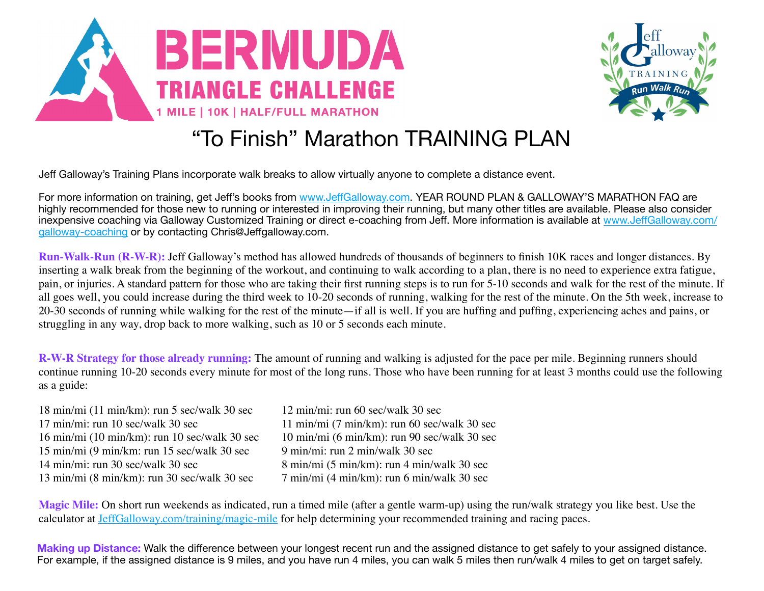# BERMUDA TRIANGLE CHALLENGE

1 MILE | 10K | HALF/FULL MARATHON

Jeff Galloway TRAINING Run Walk Run

# "To Finish" Marathon TRAINING PLAN

Jeff Galloway's Training Plans incorporate walk breaks to allow virtually anyone to complete a distance event.

For more information on training, get Jeff's books from [www.JeffGalloway.com](http://www.JeffGalloway.com). YEAR ROUND PLAN & GALLOWAY'S MARATHON FAQ are highly recommended for those new to running or interested in improving their running, but many other titles are available. Please also consider inexpensive coaching via Galloway Customized Training or direct e-coaching from Jeff. More information is available at [www.JeffGalloway.com/galloway-coaching](http://www.JeffGalloway.com/galloway-coaching) or by contacting Chris@Jeffgalloway.com.

**Run-Walk-Run (R-W-R):** Jeff Galloway's method has allowed hundreds of thousands of beginners to finish 10K races and longer distances. By inserting a walk break from the beginning of the workout, and continuing to walk according to a plan, there is no need to experience extra fatigue, pain, or injuries. A standard pattern for those who are taking their first running steps is to run for 5-10 seconds and walk for the rest of the minute. If all goes well, you could increase during the third week to 10-20 seconds of running, walking for the rest of the minute. On the 5th week, increase to 20-30 seconds of running while walking for the rest of the minute—if all is well. If you are huffing and puffing, experiencing aches and pains, or struggling in any way, drop back to more walking, such as 10 or 5 seconds each minute.

**R-W-R Strategy for those already running:** The amount of running and walking is adjusted for the pace per mile. Beginning runners should continue running 10-20 seconds every minute for most of the long runs. Those who have been running for at least 3 months could use the following as a guide:

18 min/mi (11 min/km): run 5 sec/walk 30 sec
17 min/mi: run 10 sec/walk 30 sec
16 min/mi (10 min/km): run 10 sec/walk 30 sec
15 min/mi (9 min/km: run 15 sec/walk 30 sec
14 min/mi: run 30 sec/walk 30 sec
13 min/mi (8 min/km): run 30 sec/walk 30 sec
12 min/mi: run 60 sec/walk 30 sec
11 min/mi (7 min/km): run 60 sec/walk 30 sec
10 min/mi (6 min/km): run 90 sec/walk 30 sec
9 min/mi: run 2 min/walk 30 sec
8 min/mi (5 min/km): run 4 min/walk 30 sec
7 min/mi (4 min/km): run 6 min/walk 30 sec

**Magic Mile:** On short run weekends as indicated, run a timed mile (after a gentle warm-up) using the run/walk strategy you like best. Use the calculator at [JeffGalloway.com/training/magic-mile](http://JeffGalloway.com/training/magic-mile) for help determining your recommended training and racing paces.

**Making up Distance:** Walk the difference between your longest recent run and the assigned distance to get safely to your assigned distance. For example, if the assigned distance is 9 miles, and you have run 4 miles, you can walk 5 miles then run/walk 4 miles to get on target safely.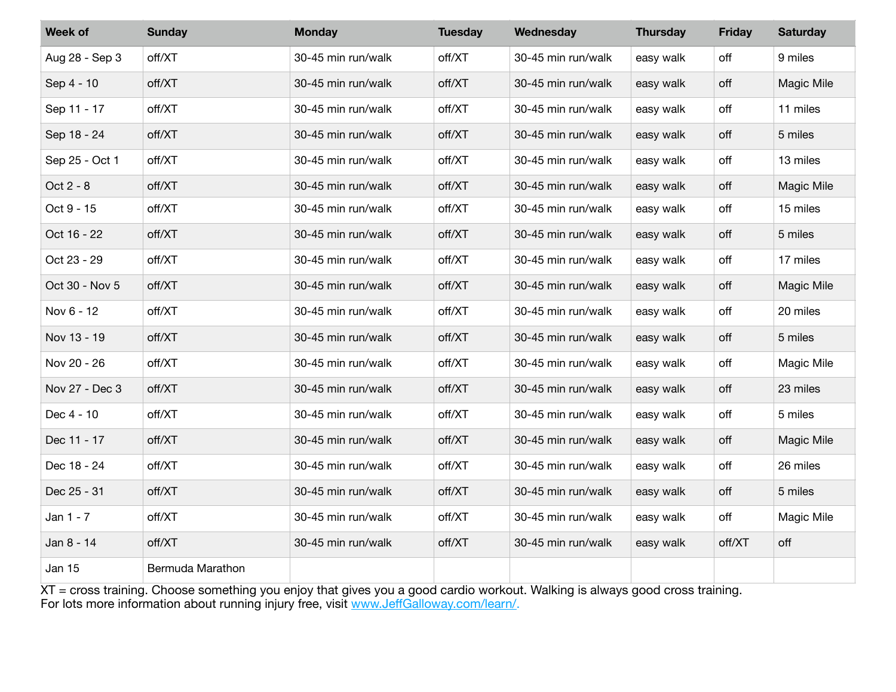| Week of | Sunday | Monday | Tuesday | Wednesday | Thursday | Friday | Saturday |
|---|---|---|---|---|---|---|---|
| Aug 28 - Sep 3 | off/XT | 30-45 min run/walk | off/XT | 30-45 min run/walk | easy walk | off | 9 miles |
| Sep 4 - 10 | off/XT | 30-45 min run/walk | off/XT | 30-45 min run/walk | easy walk | off | Magic Mile |
| Sep 11 - 17 | off/XT | 30-45 min run/walk | off/XT | 30-45 min run/walk | easy walk | off | 11 miles |
| Sep 18 - 24 | off/XT | 30-45 min run/walk | off/XT | 30-45 min run/walk | easy walk | off | 5 miles |
| Sep 25 - Oct 1 | off/XT | 30-45 min run/walk | off/XT | 30-45 min run/walk | easy walk | off | 13 miles |
| Oct 2 - 8 | off/XT | 30-45 min run/walk | off/XT | 30-45 min run/walk | easy walk | off | Magic Mile |
| Oct 9 - 15 | off/XT | 30-45 min run/walk | off/XT | 30-45 min run/walk | easy walk | off | 15 miles |
| Oct 16 - 22 | off/XT | 30-45 min run/walk | off/XT | 30-45 min run/walk | easy walk | off | 5 miles |
| Oct 23 - 29 | off/XT | 30-45 min run/walk | off/XT | 30-45 min run/walk | easy walk | off | 17 miles |
| Oct 30 - Nov 5 | off/XT | 30-45 min run/walk | off/XT | 30-45 min run/walk | easy walk | off | Magic Mile |
| Nov 6 - 12 | off/XT | 30-45 min run/walk | off/XT | 30-45 min run/walk | easy walk | off | 20 miles |
| Nov 13 - 19 | off/XT | 30-45 min run/walk | off/XT | 30-45 min run/walk | easy walk | off | 5 miles |
| Nov 20 - 26 | off/XT | 30-45 min run/walk | off/XT | 30-45 min run/walk | easy walk | off | Magic Mile |
| Nov 27 - Dec 3 | off/XT | 30-45 min run/walk | off/XT | 30-45 min run/walk | easy walk | off | 23 miles |
| Dec 4 - 10 | off/XT | 30-45 min run/walk | off/XT | 30-45 min run/walk | easy walk | off | 5 miles |
| Dec 11 - 17 | off/XT | 30-45 min run/walk | off/XT | 30-45 min run/walk | easy walk | off | Magic Mile |
| Dec 18 - 24 | off/XT | 30-45 min run/walk | off/XT | 30-45 min run/walk | easy walk | off | 26 miles |
| Dec 25 - 31 | off/XT | 30-45 min run/walk | off/XT | 30-45 min run/walk | easy walk | off | 5 miles |
| Jan 1 - 7 | off/XT | 30-45 min run/walk | off/XT | 30-45 min run/walk | easy walk | off | Magic Mile |
| Jan 8 - 14 | off/XT | 30-45 min run/walk | off/XT | 30-45 min run/walk | easy walk | off/XT | off |
| Jan 15 | Bermuda Marathon | | | | | | |

XT = cross training. Choose something you enjoy that gives you a good cardio workout. Walking is always good cross training.
For lots more information about running injury free, visit www.JeffGalloway.com/learn/.